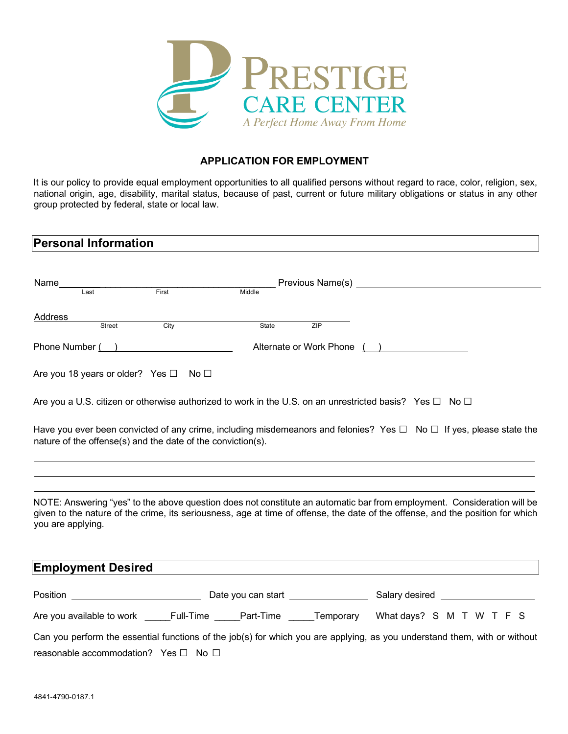PRESTIGE
CARE CENTER
*A Perfect Home Away From Home*

## APPLICATION FOR EMPLOYMENT

It is our policy to provide equal employment opportunities to all qualified persons without regard to race, color, religion, sex, national origin, age, disability, marital status, because of past, current or future military obligations or status in any other group protected by federal, state or local law.

## Personal Information

Name\_\_\_\_\_\_\_\_\_\_\_\_\_\_\_\_\_\_\_\_\_\_\_\_\_\_\_\_\_\_\_\_\_\_\_\_\_\_\_\_\_\_\_\_ Previous Name(s) \_\_\_\_\_\_\_\_\_\_\_\_\_\_\_\_\_\_\_\_\_\_\_\_\_\_\_\_\_\_\_\_\_\_\_\_
Last First Middle

Address\_\_\_\_\_\_\_\_\_\_\_\_\_\_\_\_\_\_\_\_\_\_\_\_\_\_\_\_\_\_\_\_\_\_\_\_\_\_\_\_\_\_\_\_\_\_\_\_\_\_\_\_
Street City State ZIP

Phone Number ( ) \_\_\_\_\_\_\_\_\_\_\_\_\_\_\_\_\_\_\_\_ Alternate or Work Phone ( ) \_\_\_\_\_\_\_\_\_\_\_\_\_\_\_\_\_\_

Are you 18 years or older? Yes ☐ No ☐

Are you a U.S. citizen or otherwise authorized to work in the U.S. on an unrestricted basis? Yes ☐ No ☐

Have you ever been convicted of any crime, including misdemeanors and felonies? Yes ☐ No ☐ If yes, please state the nature of the offense(s) and the date of the conviction(s).

\_\_\_\_\_\_\_\_\_\_\_\_\_\_\_\_\_\_\_\_\_\_\_\_\_\_\_\_\_\_\_\_\_\_\_\_\_\_\_\_\_\_\_\_\_\_\_\_\_\_\_\_\_\_\_\_\_\_\_\_\_\_\_\_\_\_\_\_\_\_\_\_\_\_\_\_\_\_\_\_\_\_\_\_\_\_\_\_

\_\_\_\_\_\_\_\_\_\_\_\_\_\_\_\_\_\_\_\_\_\_\_\_\_\_\_\_\_\_\_\_\_\_\_\_\_\_\_\_\_\_\_\_\_\_\_\_\_\_\_\_\_\_\_\_\_\_\_\_\_\_\_\_\_\_\_\_\_\_\_\_\_\_\_\_\_\_\_\_\_\_\_\_\_\_\_\_

\_\_\_\_\_\_\_\_\_\_\_\_\_\_\_\_\_\_\_\_\_\_\_\_\_\_\_\_\_\_\_\_\_\_\_\_\_\_\_\_\_\_\_\_\_\_\_\_\_\_\_\_\_\_\_\_\_\_\_\_\_\_\_\_\_\_\_\_\_\_\_\_\_\_\_\_\_\_\_\_\_\_\_\_\_\_\_\_

NOTE: Answering "yes" to the above question does not constitute an automatic bar from employment. Consideration will be given to the nature of the crime, its seriousness, age at time of offense, the date of the offense, and the position for which you are applying.

## Employment Desired

Position \_\_\_\_\_\_\_\_\_\_\_\_\_\_\_\_\_\_\_\_\_\_\_\_ Date you can start \_\_\_\_\_\_\_\_\_\_\_\_\_\_\_ Salary desired \_\_\_\_\_\_\_\_\_\_\_\_\_\_\_\_\_\_

Are you available to work \_\_\_\_\_Full-Time \_\_\_\_\_Part-Time \_\_\_\_\_Temporary What days? S M T W T F S

Can you perform the essential functions of the job(s) for which you are applying, as you understand them, with or without reasonable accommodation? Yes ☐ No ☐

4841-4790-0187.1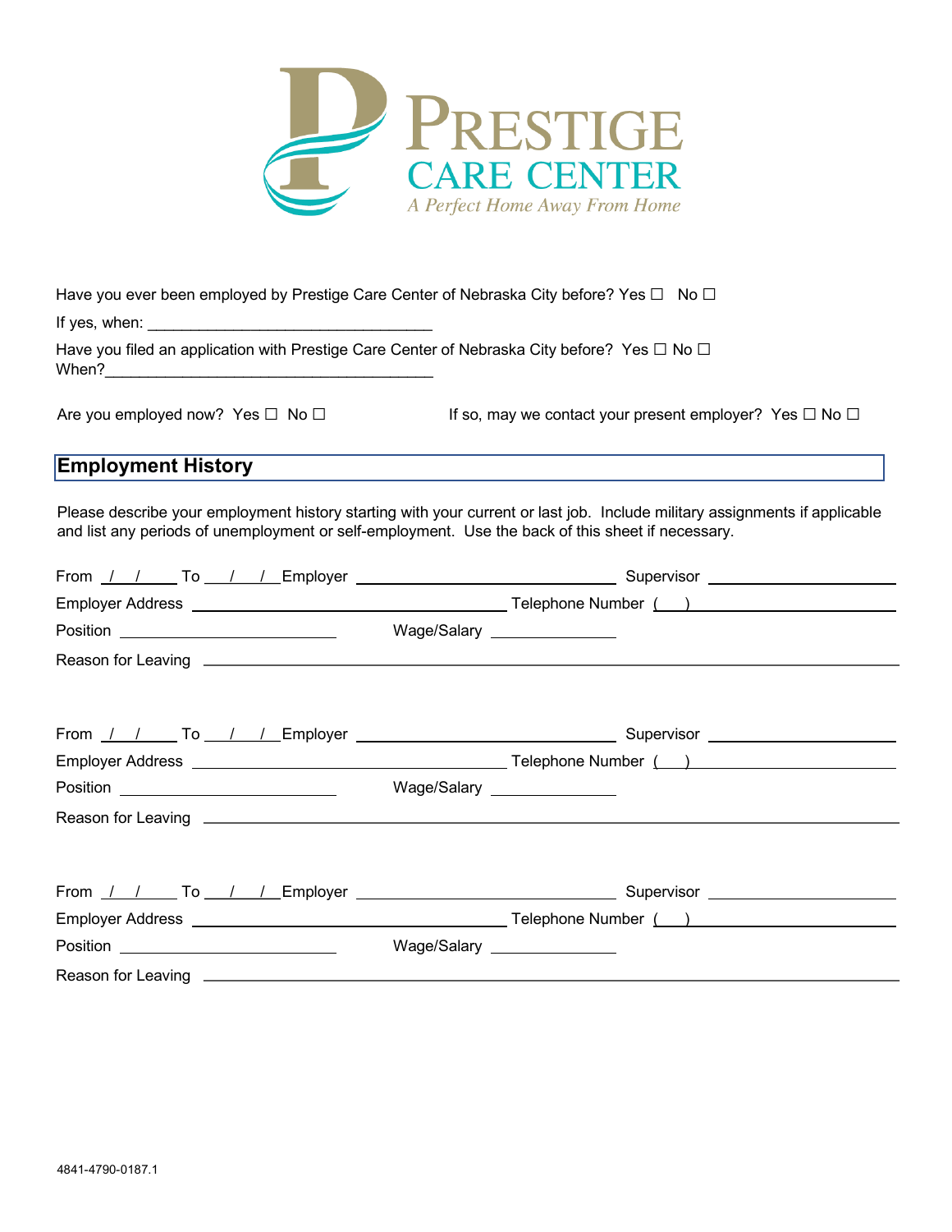PRESTIGE
CARE CENTER
*A Perfect Home Away From Home*

Have you ever been employed by Prestige Care Center of Nebraska City before? Yes ☐ No ☐

If yes, when: ________________________________

Have you filed an application with Prestige Care Center of Nebraska City before? Yes ☐ No ☐
When?_____________________________________

Are you employed now? Yes ☐ No ☐

If so, may we contact your present employer? Yes ☐ No ☐

## Employment History

Please describe your employment history starting with your current or last job. Include military assignments if applicable and list any periods of unemployment or self-employment. Use the back of this sheet if necessary.

From __/__/____ To __/__/____ Employer ______________________ Supervisor ______________________

Employer Address ______________________ Telephone Number (___) ______________________

Position ______________________ Wage/Salary ______________

Reason for Leaving ______________________________________________

From __/__/____ To __/__/____ Employer ______________________ Supervisor ______________________

Employer Address ______________________ Telephone Number (___) ______________________

Position ______________________ Wage/Salary ______________

Reason for Leaving ______________________________________________

From __/__/____ To __/__/____ Employer ______________________ Supervisor ______________________

Employer Address ______________________ Telephone Number (___) ______________________

Position ______________________ Wage/Salary ______________

Reason for Leaving ______________________________________________

4841-4790-0187.1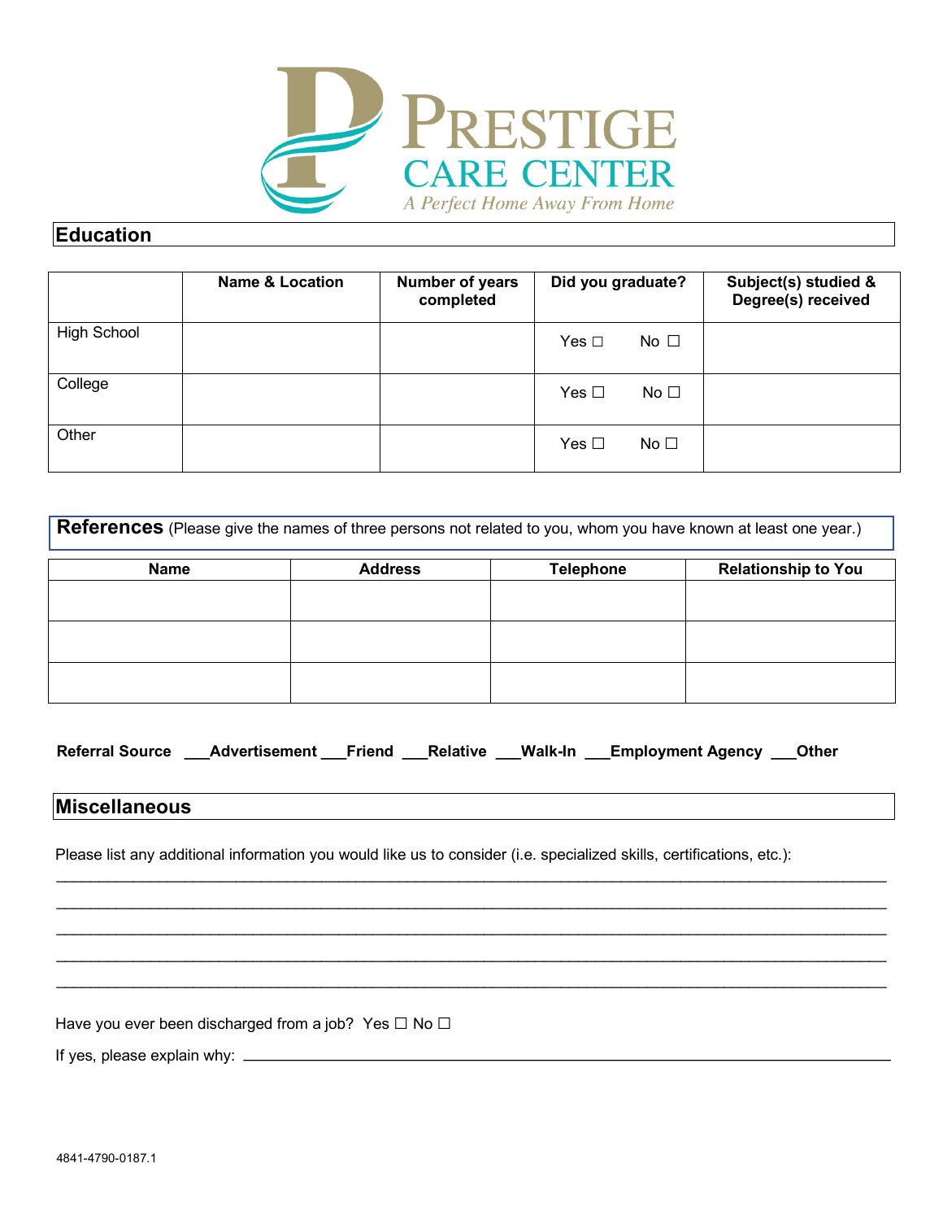**PRESTIGE CARE CENTER**
*A Perfect Home Away From Home*

## Education

| | Name & Location | Number of years completed | Did you graduate? | Subject(s) studied & Degree(s) received |
|---|---|---|---|---|
| High School | | | Yes ☐ No ☐ | |
| College | | | Yes ☐ No ☐ | |
| Other | | | Yes ☐ No ☐ | |

## References (Please give the names of three persons not related to you, whom you have known at least one year.)

| Name | Address | Telephone | Relationship to You |
|---|---|---|---|
| | | | |
| | | | |
| | | | |

**Referral Source ___Advertisement ___Friend ___Relative ___Walk-In ___Employment Agency ___Other**

## Miscellaneous

Please list any additional information you would like us to consider (i.e. specialized skills, certifications, etc.):

______________________________________________________________________________

______________________________________________________________________________

______________________________________________________________________________

______________________________________________________________________________

______________________________________________________________________________

Have you ever been discharged from a job? Yes ☐ No ☐

If yes, please explain why: ______________________________________________________________

4841-4790-0187.1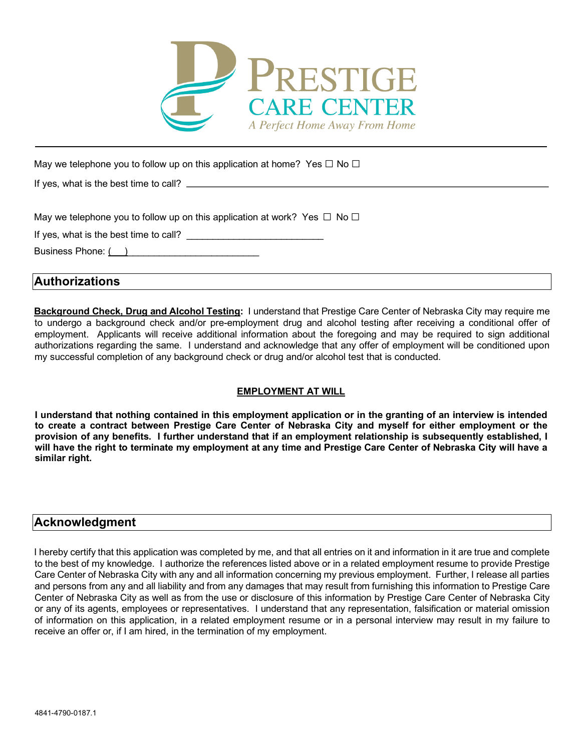May we telephone you to follow up on this application at home? Yes ☐ No ☐

If yes, what is the best time to call? ____________________________________________

May we telephone you to follow up on this application at work? Yes ☐ No ☐

If yes, what is the best time to call? ___________________________

Business Phone: ( ) _________________________

## Authorizations

**Background Check, Drug and Alcohol Testing:** I understand that Prestige Care Center of Nebraska City may require me to undergo a background check and/or pre-employment drug and alcohol testing after receiving a conditional offer of employment. Applicants will receive additional information about the foregoing and may be required to sign additional authorizations regarding the same. I understand and acknowledge that any offer of employment will be conditioned upon my successful completion of any background check or drug and/or alcohol test that is conducted.

**EMPLOYMENT AT WILL**

**I understand that nothing contained in this employment application or in the granting of an interview is intended to create a contract between Prestige Care Center of Nebraska City and myself for either employment or the provision of any benefits. I further understand that if an employment relationship is subsequently established, I will have the right to terminate my employment at any time and Prestige Care Center of Nebraska City will have a similar right.**

## Acknowledgment

I hereby certify that this application was completed by me, and that all entries on it and information in it are true and complete to the best of my knowledge. I authorize the references listed above or in a related employment resume to provide Prestige Care Center of Nebraska City with any and all information concerning my previous employment. Further, I release all parties and persons from any and all liability and from any damages that may result from furnishing this information to Prestige Care Center of Nebraska City as well as from the use or disclosure of this information by Prestige Care Center of Nebraska City or any of its agents, employees or representatives. I understand that any representation, falsification or material omission of information on this application, in a related employment resume or in a personal interview may result in my failure to receive an offer or, if I am hired, in the termination of my employment.

4841-4790-0187.1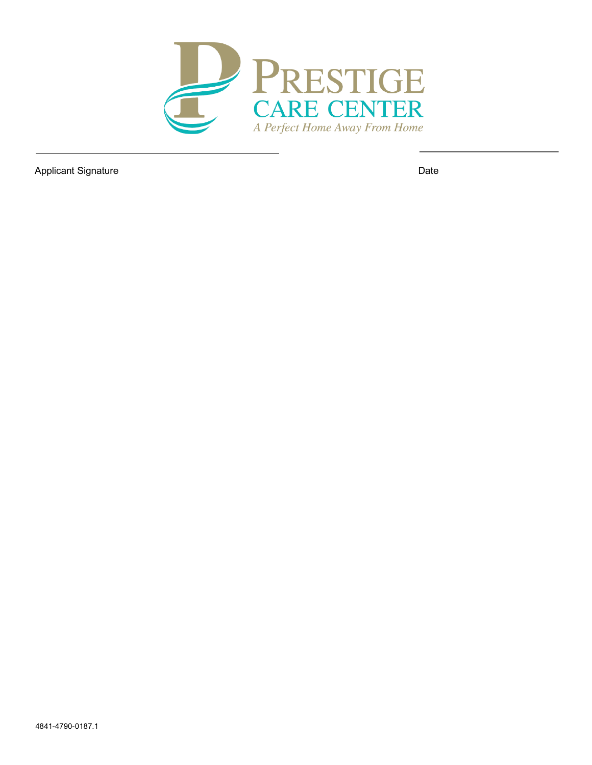PRESTIGE
CARE CENTER
*A Perfect Home Away From Home*

______________________________ ______________________________

Applicant Signature Date

4841-4790-0187.1